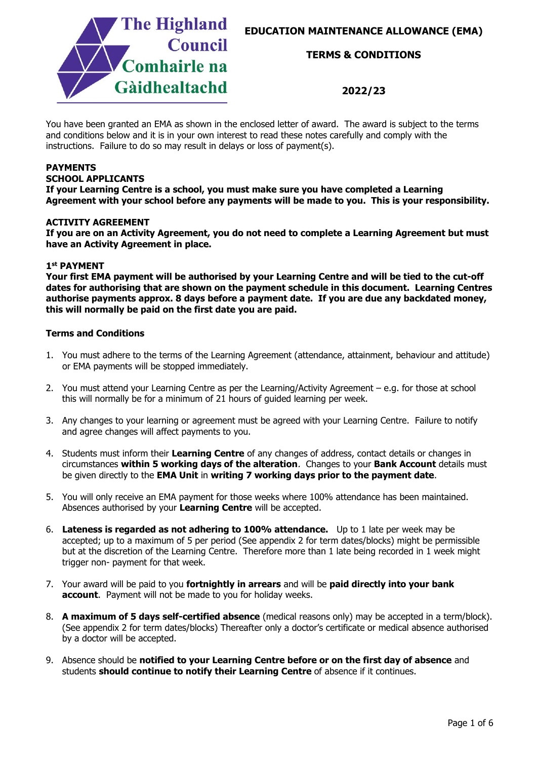The Highland Council
Comhairle na Gàidhealtachd

# EDUCATION MAINTENANCE ALLOWANCE (EMA)

## TERMS & CONDITIONS

## 2022/23

You have been granted an EMA as shown in the enclosed letter of award. The award is subject to the terms and conditions below and it is in your own interest to read these notes carefully and comply with the instructions. Failure to do so may result in delays or loss of payment(s).

**PAYMENTS**

**SCHOOL APPLICANTS**

**If your Learning Centre is a school, you must make sure you have completed a Learning Agreement with your school before any payments will be made to you. This is your responsibility.**

**ACTIVITY AGREEMENT**

**If you are on an Activity Agreement, you do not need to complete a Learning Agreement but must have an Activity Agreement in place.**

**1st PAYMENT**

**Your first EMA payment will be authorised by your Learning Centre and will be tied to the cut-off dates for authorising that are shown on the payment schedule in this document. Learning Centres authorise payments approx. 8 days before a payment date. If you are due any backdated money, this will normally be paid on the first date you are paid.**

**Terms and Conditions**

1. You must adhere to the terms of the Learning Agreement (attendance, attainment, behaviour and attitude) or EMA payments will be stopped immediately.
2. You must attend your Learning Centre as per the Learning/Activity Agreement – e.g. for those at school this will normally be for a minimum of 21 hours of guided learning per week.
3. Any changes to your learning or agreement must be agreed with your Learning Centre. Failure to notify and agree changes will affect payments to you.
4. Students must inform their **Learning Centre** of any changes of address, contact details or changes in circumstances **within 5 working days of the alteration**. Changes to your **Bank Account** details must be given directly to the **EMA Unit** in **writing 7 working days prior to the payment date**.
5. You will only receive an EMA payment for those weeks where 100% attendance has been maintained. Absences authorised by your **Learning Centre** will be accepted.
6. **Lateness is regarded as not adhering to 100% attendance.** Up to 1 late per week may be accepted; up to a maximum of 5 per period (See appendix 2 for term dates/blocks) might be permissible but at the discretion of the Learning Centre. Therefore more than 1 late being recorded in 1 week might trigger non- payment for that week.
7. Your award will be paid to you **fortnightly in arrears** and will be **paid directly into your bank account**. Payment will not be made to you for holiday weeks.
8. **A maximum of 5 days self-certified absence** (medical reasons only) may be accepted in a term/block). (See appendix 2 for term dates/blocks) Thereafter only a doctor's certificate or medical absence authorised by a doctor will be accepted.
9. Absence should be **notified to your Learning Centre before or on the first day of absence** and students **should continue to notify their Learning Centre** of absence if it continues.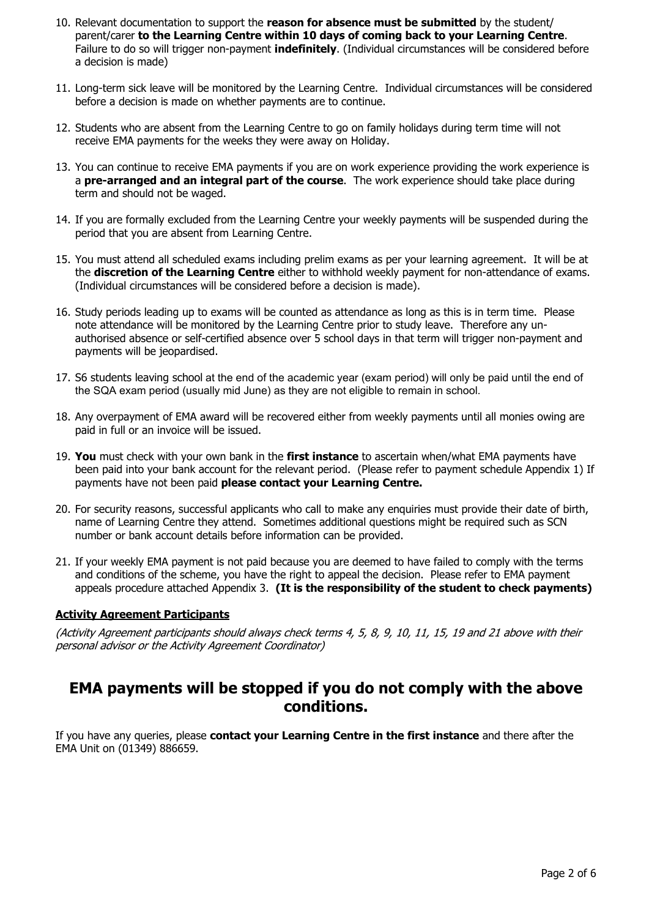10. Relevant documentation to support the **reason for absence must be submitted** by the student/ parent/carer **to the Learning Centre within 10 days of coming back to your Learning Centre**. Failure to do so will trigger non-payment **indefinitely**. (Individual circumstances will be considered before a decision is made)

11. Long-term sick leave will be monitored by the Learning Centre. Individual circumstances will be considered before a decision is made on whether payments are to continue.

12. Students who are absent from the Learning Centre to go on family holidays during term time will not receive EMA payments for the weeks they were away on Holiday.

13. You can continue to receive EMA payments if you are on work experience providing the work experience is a **pre-arranged and an integral part of the course**. The work experience should take place during term and should not be waged.

14. If you are formally excluded from the Learning Centre your weekly payments will be suspended during the period that you are absent from Learning Centre.

15. You must attend all scheduled exams including prelim exams as per your learning agreement. It will be at the **discretion of the Learning Centre** either to withhold weekly payment for non-attendance of exams. (Individual circumstances will be considered before a decision is made).

16. Study periods leading up to exams will be counted as attendance as long as this is in term time. Please note attendance will be monitored by the Learning Centre prior to study leave. Therefore any un-authorised absence or self-certified absence over 5 school days in that term will trigger non-payment and payments will be jeopardised.

17. S6 students leaving school at the end of the academic year (exam period) will only be paid until the end of the SQA exam period (usually mid June) as they are not eligible to remain in school.

18. Any overpayment of EMA award will be recovered either from weekly payments until all monies owing are paid in full or an invoice will be issued.

19. **You** must check with your own bank in the **first instance** to ascertain when/what EMA payments have been paid into your bank account for the relevant period. (Please refer to payment schedule Appendix 1) If payments have not been paid **please contact your Learning Centre.**

20. For security reasons, successful applicants who call to make any enquiries must provide their date of birth, name of Learning Centre they attend. Sometimes additional questions might be required such as SCN number or bank account details before information can be provided.

21. If your weekly EMA payment is not paid because you are deemed to have failed to comply with the terms and conditions of the scheme, you have the right to appeal the decision. Please refer to EMA payment appeals procedure attached Appendix 3. **(It is the responsibility of the student to check payments)**

**Activity Agreement Participants**

*(Activity Agreement participants should always check terms 4, 5, 8, 9, 10, 11, 15, 19 and 21 above with their personal advisor or the Activity Agreement Coordinator)*

## EMA payments will be stopped if you do not comply with the above conditions.

If you have any queries, please **contact your Learning Centre in the first instance** and there after the EMA Unit on (01349) 886659.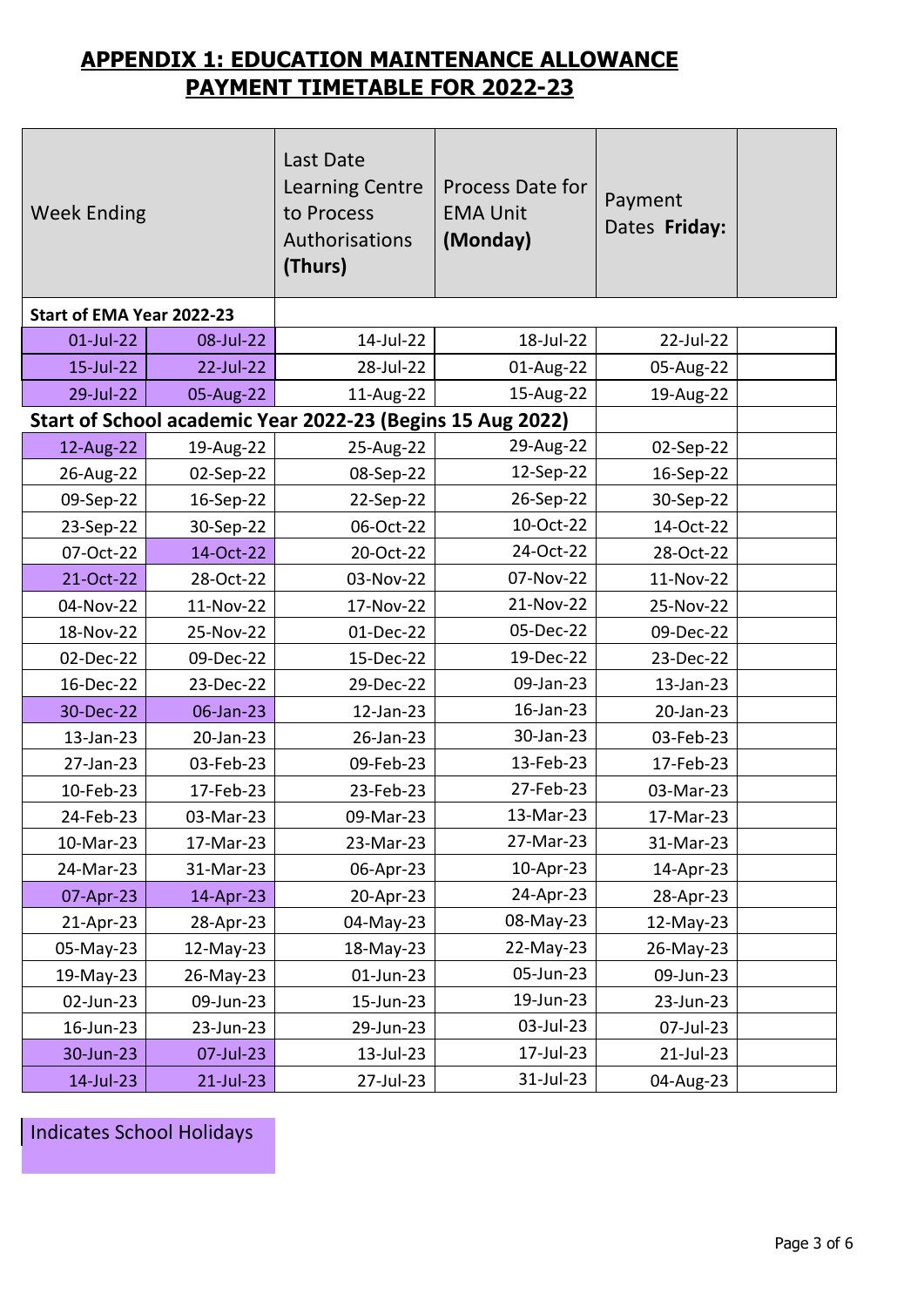## APPENDIX 1: EDUCATION MAINTENANCE ALLOWANCE PAYMENT TIMETABLE FOR 2022-23

| Week Ending | | Last Date Learning Centre to Process Authorisations **(Thurs)** | Process Date for EMA Unit **(Monday)** | Payment Dates **Friday:** | |
|---|---|---|---|---|---|
| **Start of EMA Year 2022-23** | | | | | |
| 01-Jul-22 | 08-Jul-22 | 14-Jul-22 | 18-Jul-22 | 22-Jul-22 | |
| 15-Jul-22 | 22-Jul-22 | 28-Jul-22 | 01-Aug-22 | 05-Aug-22 | |
| 29-Jul-22 | 05-Aug-22 | 11-Aug-22 | 15-Aug-22 | 19-Aug-22 | |
| **Start of School academic Year 2022-23 (Begins 15 Aug 2022)** | | | | | |
| 12-Aug-22 | 19-Aug-22 | 25-Aug-22 | 29-Aug-22 | 02-Sep-22 | |
| 26-Aug-22 | 02-Sep-22 | 08-Sep-22 | 12-Sep-22 | 16-Sep-22 | |
| 09-Sep-22 | 16-Sep-22 | 22-Sep-22 | 26-Sep-22 | 30-Sep-22 | |
| 23-Sep-22 | 30-Sep-22 | 06-Oct-22 | 10-Oct-22 | 14-Oct-22 | |
| 07-Oct-22 | 14-Oct-22 | 20-Oct-22 | 24-Oct-22 | 28-Oct-22 | |
| 21-Oct-22 | 28-Oct-22 | 03-Nov-22 | 07-Nov-22 | 11-Nov-22 | |
| 04-Nov-22 | 11-Nov-22 | 17-Nov-22 | 21-Nov-22 | 25-Nov-22 | |
| 18-Nov-22 | 25-Nov-22 | 01-Dec-22 | 05-Dec-22 | 09-Dec-22 | |
| 02-Dec-22 | 09-Dec-22 | 15-Dec-22 | 19-Dec-22 | 23-Dec-22 | |
| 16-Dec-22 | 23-Dec-22 | 29-Dec-22 | 09-Jan-23 | 13-Jan-23 | |
| 30-Dec-22 | 06-Jan-23 | 12-Jan-23 | 16-Jan-23 | 20-Jan-23 | |
| 13-Jan-23 | 20-Jan-23 | 26-Jan-23 | 30-Jan-23 | 03-Feb-23 | |
| 27-Jan-23 | 03-Feb-23 | 09-Feb-23 | 13-Feb-23 | 17-Feb-23 | |
| 10-Feb-23 | 17-Feb-23 | 23-Feb-23 | 27-Feb-23 | 03-Mar-23 | |
| 24-Feb-23 | 03-Mar-23 | 09-Mar-23 | 13-Mar-23 | 17-Mar-23 | |
| 10-Mar-23 | 17-Mar-23 | 23-Mar-23 | 27-Mar-23 | 31-Mar-23 | |
| 24-Mar-23 | 31-Mar-23 | 06-Apr-23 | 10-Apr-23 | 14-Apr-23 | |
| 07-Apr-23 | 14-Apr-23 | 20-Apr-23 | 24-Apr-23 | 28-Apr-23 | |
| 21-Apr-23 | 28-Apr-23 | 04-May-23 | 08-May-23 | 12-May-23 | |
| 05-May-23 | 12-May-23 | 18-May-23 | 22-May-23 | 26-May-23 | |
| 19-May-23 | 26-May-23 | 01-Jun-23 | 05-Jun-23 | 09-Jun-23 | |
| 02-Jun-23 | 09-Jun-23 | 15-Jun-23 | 19-Jun-23 | 23-Jun-23 | |
| 16-Jun-23 | 23-Jun-23 | 29-Jun-23 | 03-Jul-23 | 07-Jul-23 | |
| 30-Jun-23 | 07-Jul-23 | 13-Jul-23 | 17-Jul-23 | 21-Jul-23 | |
| 14-Jul-23 | 21-Jul-23 | 27-Jul-23 | 31-Jul-23 | 04-Aug-23 | |

Indicates School Holidays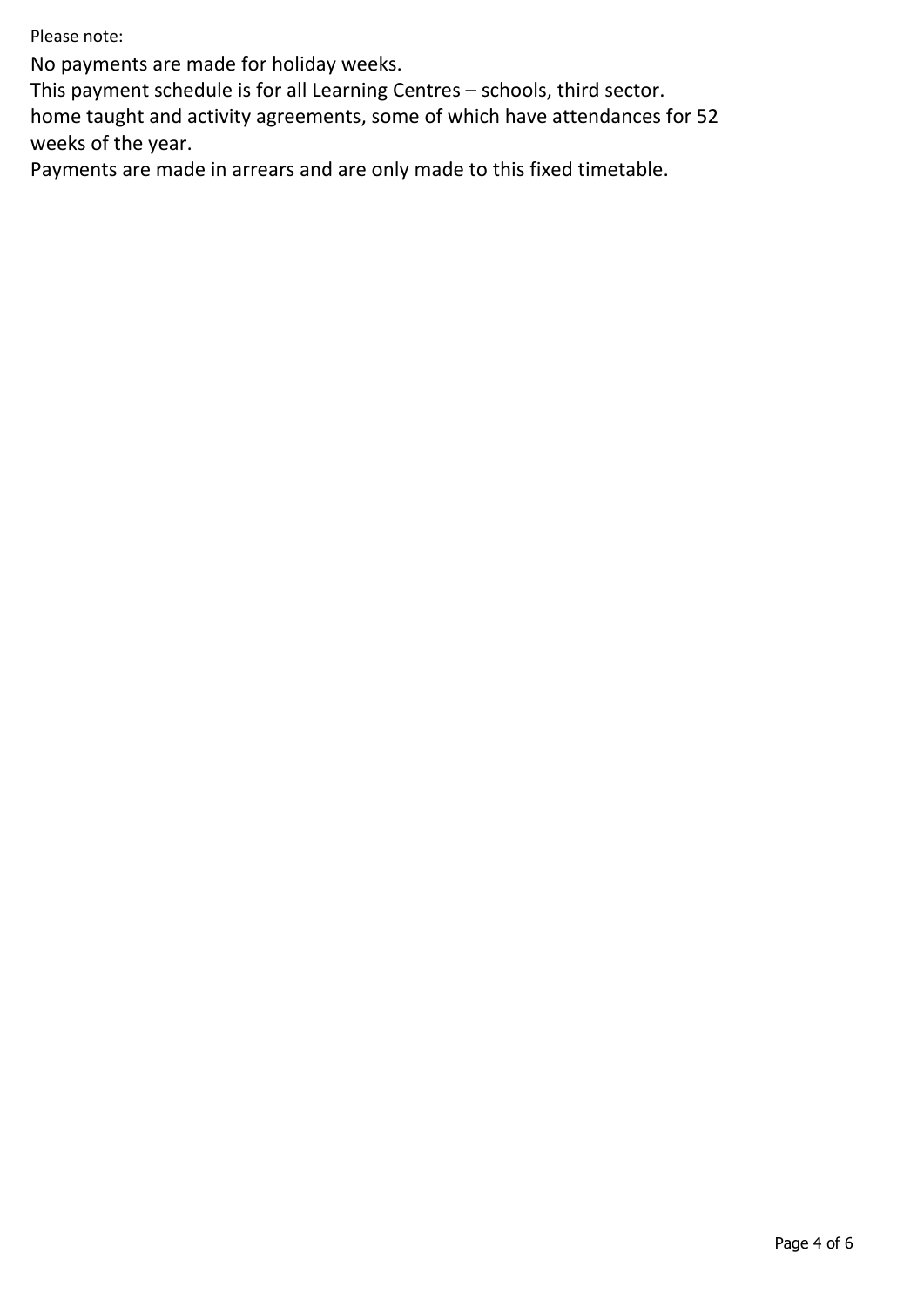Please note:

No payments are made for holiday weeks.

This payment schedule is for all Learning Centres – schools, third sector. home taught and activity agreements, some of which have attendances for 52 weeks of the year.

Payments are made in arrears and are only made to this fixed timetable.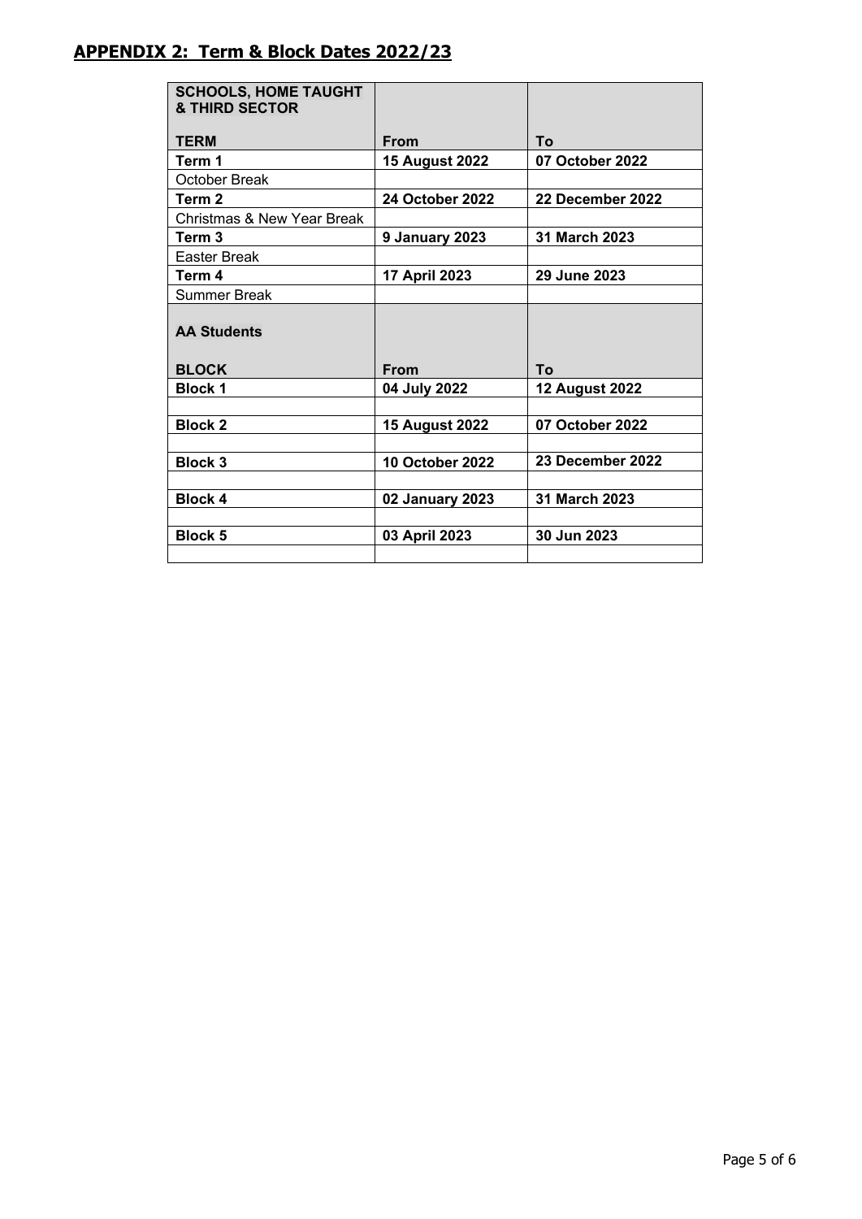## APPENDIX 2: Term & Block Dates 2022/23

| SCHOOLS, HOME TAUGHT & THIRD SECTOR | | |
|---|---|---|
| **TERM** | **From** | **To** |
| **Term 1** | **15 August 2022** | **07 October 2022** |
| October Break | | |
| **Term 2** | **24 October 2022** | **22 December 2022** |
| Christmas & New Year Break | | |
| **Term 3** | **9 January 2023** | **31 March 2023** |
| Easter Break | | |
| **Term 4** | **17 April 2023** | **29 June 2023** |
| Summer Break | | |
| **AA Students** | | |
| **BLOCK** | **From** | **To** |
| **Block 1** | **04 July 2022** | **12 August 2022** |
| | | |
| **Block 2** | **15 August 2022** | **07 October 2022** |
| | | |
| **Block 3** | **10 October 2022** | **23 December 2022** |
| | | |
| **Block 4** | **02 January 2023** | **31 March 2023** |
| | | |
| **Block 5** | **03 April 2023** | **30 Jun 2023** |
| | | |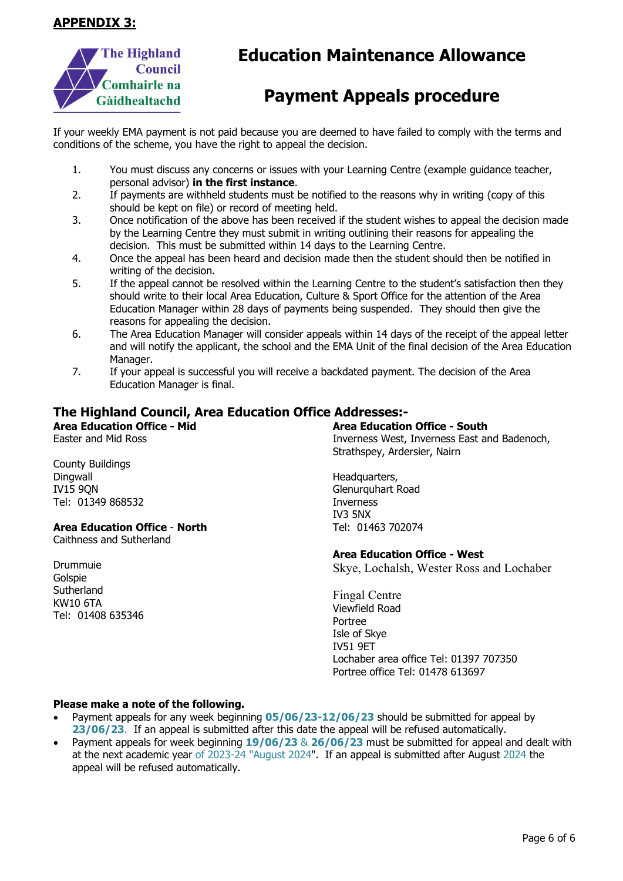**APPENDIX 3:**

The Highland Council
Comhairle na Gàidhealtachd

# Education Maintenance Allowance

# Payment Appeals procedure

If your weekly EMA payment is not paid because you are deemed to have failed to comply with the terms and conditions of the scheme, you have the right to appeal the decision.

1. You must discuss any concerns or issues with your Learning Centre (example guidance teacher, personal advisor) **in the first instance**.
2. If payments are withheld students must be notified to the reasons why in writing (copy of this should be kept on file) or record of meeting held.
3. Once notification of the above has been received if the student wishes to appeal the decision made by the Learning Centre they must submit in writing outlining their reasons for appealing the decision. This must be submitted within 14 days to the Learning Centre.
4. Once the appeal has been heard and decision made then the student should then be notified in writing of the decision.
5. If the appeal cannot be resolved within the Learning Centre to the student's satisfaction then they should write to their local Area Education, Culture & Sport Office for the attention of the Area Education Manager within 28 days of payments being suspended. They should then give the reasons for appealing the decision.
6. The Area Education Manager will consider appeals within 14 days of the receipt of the appeal letter and will notify the applicant, the school and the EMA Unit of the final decision of the Area Education Manager.
7. If your appeal is successful you will receive a backdated payment. The decision of the Area Education Manager is final.

## The Highland Council, Area Education Office Addresses:-

**Area Education Office - Mid**
Easter and Mid Ross

County Buildings
Dingwall
IV15 9QN
Tel: 01349 868532

**Area Education Office - North**
Caithness and Sutherland

Drummuie
Golspie
Sutherland
KW10 6TA
Tel: 01408 635346

**Area Education Office - South**
Inverness West, Inverness East and Badenoch, Strathspey, Ardersier, Nairn

Headquarters,
Glenurquhart Road
Inverness
IV3 5NX
Tel: 01463 702074

**Area Education Office - West**
Skye, Lochalsh, Wester Ross and Lochaber

Fingal Centre
Viewfield Road
Portree
Isle of Skye
IV51 9ET
Lochaber area office Tel: 01397 707350
Portree office Tel: 01478 613697

**Please make a note of the following.**

- Payment appeals for any week beginning **05/06/23-12/06/23** should be submitted for appeal by **23/06/23**. If an appeal is submitted after this date the appeal will be refused automatically.
- Payment appeals for week beginning **19/06/23** & **26/06/23** must be submitted for appeal and dealt with at the next academic year of 2023-24 "August 2024". If an appeal is submitted after August 2024 the appeal will be refused automatically.